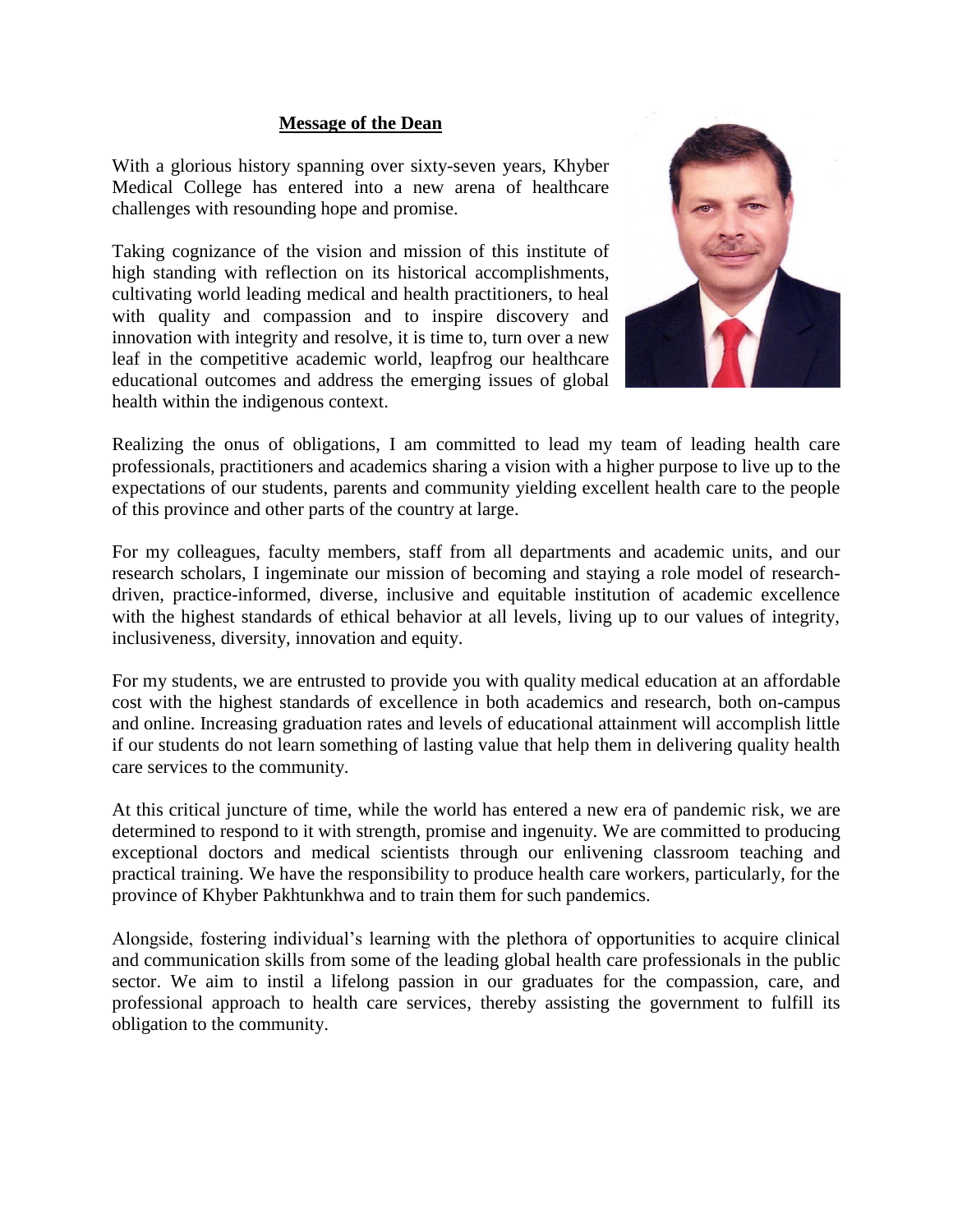## Message of the Dean

With a glorious history spanning over sixty-seven years, Khyber Medical College has entered into a new arena of healthcare challenges with resounding hope and promise.

Taking cognizance of the vision and mission of this institute of high standing with reflection on its historical accomplishments, cultivating world leading medical and health practitioners, to heal with quality and compassion and to inspire discovery and innovation with integrity and resolve, it is time to, turn over a new leaf in the competitive academic world, leapfrog our healthcare educational outcomes and address the emerging issues of global health within the indigenous context.

Realizing the onus of obligations, I am committed to lead my team of leading health care professionals, practitioners and academics sharing a vision with a higher purpose to live up to the expectations of our students, parents and community yielding excellent health care to the people of this province and other parts of the country at large.

For my colleagues, faculty members, staff from all departments and academic units, and our research scholars, I ingeminate our mission of becoming and staying a role model of research-driven, practice-informed, diverse, inclusive and equitable institution of academic excellence with the highest standards of ethical behavior at all levels, living up to our values of integrity, inclusiveness, diversity, innovation and equity.

For my students, we are entrusted to provide you with quality medical education at an affordable cost with the highest standards of excellence in both academics and research, both on-campus and online. Increasing graduation rates and levels of educational attainment will accomplish little if our students do not learn something of lasting value that help them in delivering quality health care services to the community.

At this critical juncture of time, while the world has entered a new era of pandemic risk, we are determined to respond to it with strength, promise and ingenuity. We are committed to producing exceptional doctors and medical scientists through our enlivening classroom teaching and practical training. We have the responsibility to produce health care workers, particularly, for the province of Khyber Pakhtunkhwa and to train them for such pandemics.

Alongside, fostering individual's learning with the plethora of opportunities to acquire clinical and communication skills from some of the leading global health care professionals in the public sector. We aim to instil a lifelong passion in our graduates for the compassion, care, and professional approach to health care services, thereby assisting the government to fulfill its obligation to the community.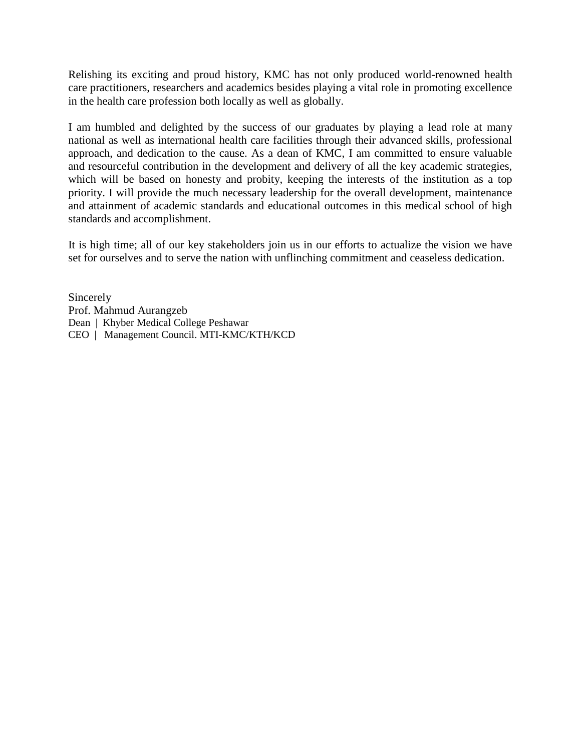Relishing its exciting and proud history, KMC has not only produced world-renowned health care practitioners, researchers and academics besides playing a vital role in promoting excellence in the health care profession both locally as well as globally.

I am humbled and delighted by the success of our graduates by playing a lead role at many national as well as international health care facilities through their advanced skills, professional approach, and dedication to the cause. As a dean of KMC, I am committed to ensure valuable and resourceful contribution in the development and delivery of all the key academic strategies, which will be based on honesty and probity, keeping the interests of the institution as a top priority. I will provide the much necessary leadership for the overall development, maintenance and attainment of academic standards and educational outcomes in this medical school of high standards and accomplishment.

It is high time; all of our key stakeholders join us in our efforts to actualize the vision we have set for ourselves and to serve the nation with unflinching commitment and ceaseless dedication.

Sincerely
Prof. Mahmud Aurangzeb
Dean | Khyber Medical College Peshawar
CEO | Management Council. MTI-KMC/KTH/KCD